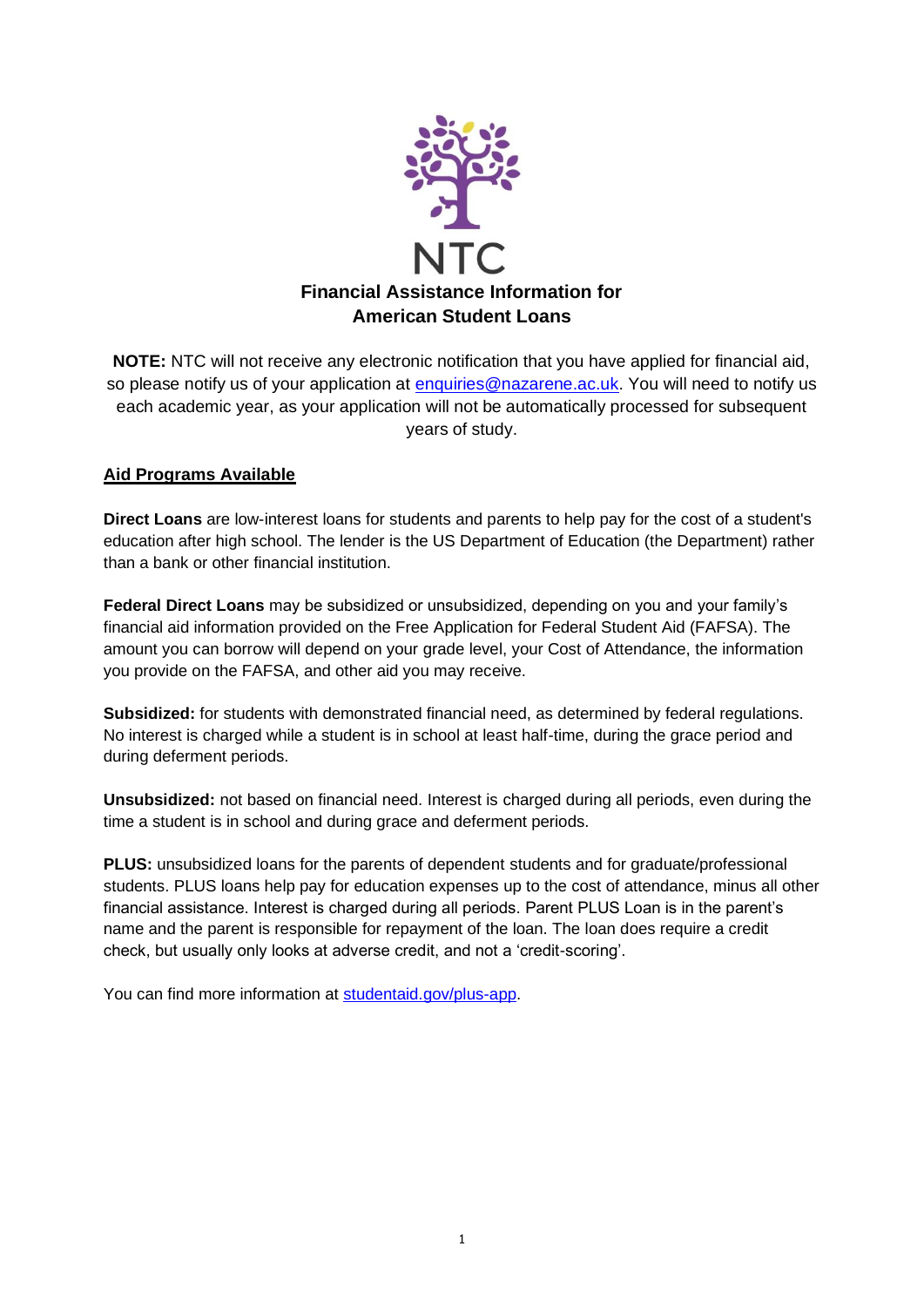NTC

# Financial Assistance Information for American Student Loans

**NOTE:** NTC will not receive any electronic notification that you have applied for financial aid, so please notify us of your application at enquiries@nazarene.ac.uk. You will need to notify us each academic year, as your application will not be automatically processed for subsequent years of study.

## Aid Programs Available

**Direct Loans** are low-interest loans for students and parents to help pay for the cost of a student's education after high school. The lender is the US Department of Education (the Department) rather than a bank or other financial institution.

**Federal Direct Loans** may be subsidized or unsubsidized, depending on you and your family's financial aid information provided on the Free Application for Federal Student Aid (FAFSA). The amount you can borrow will depend on your grade level, your Cost of Attendance, the information you provide on the FAFSA, and other aid you may receive.

**Subsidized:** for students with demonstrated financial need, as determined by federal regulations. No interest is charged while a student is in school at least half-time, during the grace period and during deferment periods.

**Unsubsidized:** not based on financial need. Interest is charged during all periods, even during the time a student is in school and during grace and deferment periods.

**PLUS:** unsubsidized loans for the parents of dependent students and for graduate/professional students. PLUS loans help pay for education expenses up to the cost of attendance, minus all other financial assistance. Interest is charged during all periods. Parent PLUS Loan is in the parent's name and the parent is responsible for repayment of the loan. The loan does require a credit check, but usually only looks at adverse credit, and not a 'credit-scoring'.

You can find more information at studentaid.gov/plus-app.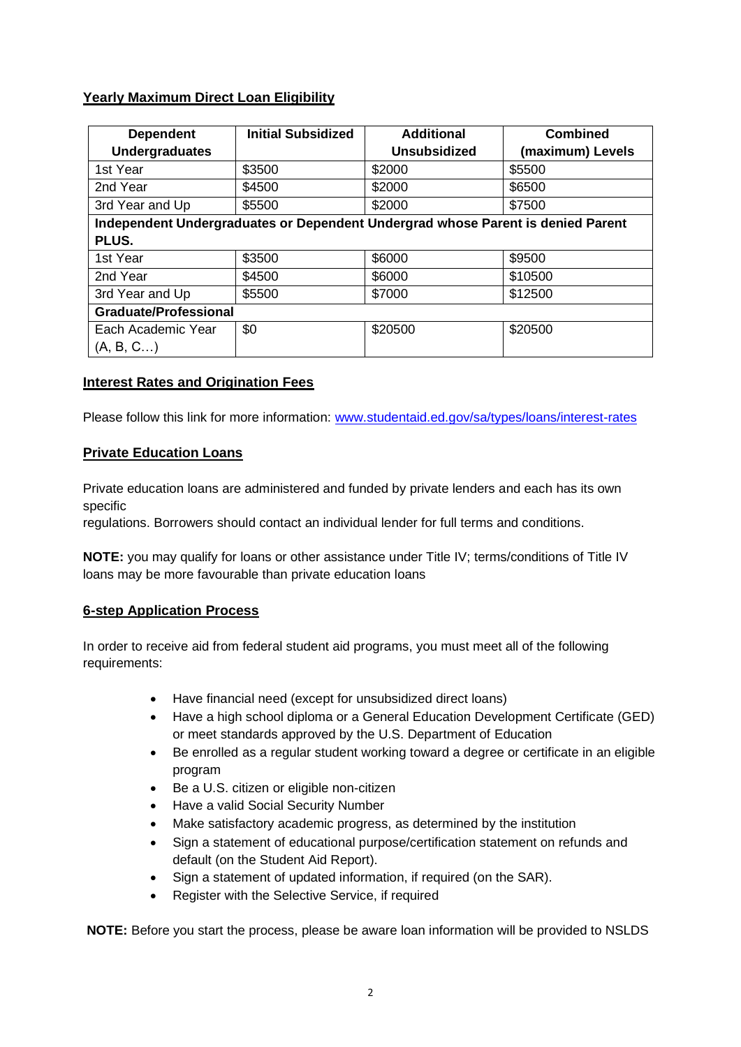## Yearly Maximum Direct Loan Eligibility

| Dependent Undergraduates | Initial Subsidized | Additional Unsubsidized | Combined (maximum) Levels |
|---|---|---|---|
| 1st Year | \$3500 | \$2000 | \$5500 |
| 2nd Year | \$4500 | \$2000 | \$6500 |
| 3rd Year and Up | \$5500 | \$2000 | \$7500 |
| **Independent Undergraduates or Dependent Undergrad whose Parent is denied Parent PLUS.** | | | |
| 1st Year | \$3500 | \$6000 | \$9500 |
| 2nd Year | \$4500 | \$6000 | \$10500 |
| 3rd Year and Up | \$5500 | \$7000 | \$12500 |
| **Graduate/Professional** | | | |
| Each Academic Year (A, B, C…) | \$0 | \$20500 | \$20500 |

## Interest Rates and Origination Fees

Please follow this link for more information: [www.studentaid.ed.gov/sa/types/loans/interest-rates](www.studentaid.ed.gov/sa/types/loans/interest-rates)

## Private Education Loans

Private education loans are administered and funded by private lenders and each has its own specific
regulations. Borrowers should contact an individual lender for full terms and conditions.

**NOTE:** you may qualify for loans or other assistance under Title IV; terms/conditions of Title IV loans may be more favourable than private education loans

## 6-step Application Process

In order to receive aid from federal student aid programs, you must meet all of the following requirements:

- Have financial need (except for unsubsidized direct loans)
- Have a high school diploma or a General Education Development Certificate (GED) or meet standards approved by the U.S. Department of Education
- Be enrolled as a regular student working toward a degree or certificate in an eligible program
- Be a U.S. citizen or eligible non-citizen
- Have a valid Social Security Number
- Make satisfactory academic progress, as determined by the institution
- Sign a statement of educational purpose/certification statement on refunds and default (on the Student Aid Report).
- Sign a statement of updated information, if required (on the SAR).
- Register with the Selective Service, if required

**NOTE:** Before you start the process, please be aware loan information will be provided to NSLDS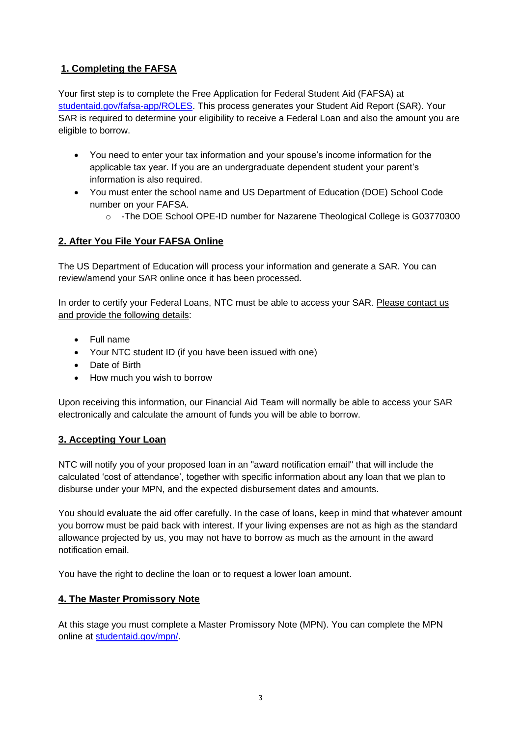## 1. Completing the FAFSA

Your first step is to complete the Free Application for Federal Student Aid (FAFSA) at [studentaid.gov/fafsa-app/ROLES](studentaid.gov/fafsa-app/ROLES). This process generates your Student Aid Report (SAR). Your SAR is required to determine your eligibility to receive a Federal Loan and also the amount you are eligible to borrow.

- You need to enter your tax information and your spouse's income information for the applicable tax year. If you are an undergraduate dependent student your parent's information is also required.
- You must enter the school name and US Department of Education (DOE) School Code number on your FAFSA.
    - -The DOE School OPE-ID number for Nazarene Theological College is G03770300

## 2. After You File Your FAFSA Online

The US Department of Education will process your information and generate a SAR. You can review/amend your SAR online once it has been processed.

In order to certify your Federal Loans, NTC must be able to access your SAR. Please contact us and provide the following details:

- Full name
- Your NTC student ID (if you have been issued with one)
- Date of Birth
- How much you wish to borrow

Upon receiving this information, our Financial Aid Team will normally be able to access your SAR electronically and calculate the amount of funds you will be able to borrow.

## 3. Accepting Your Loan

NTC will notify you of your proposed loan in an "award notification email" that will include the calculated 'cost of attendance', together with specific information about any loan that we plan to disburse under your MPN, and the expected disbursement dates and amounts.

You should evaluate the aid offer carefully. In the case of loans, keep in mind that whatever amount you borrow must be paid back with interest. If your living expenses are not as high as the standard allowance projected by us, you may not have to borrow as much as the amount in the award notification email.

You have the right to decline the loan or to request a lower loan amount.

## 4. The Master Promissory Note

At this stage you must complete a Master Promissory Note (MPN). You can complete the MPN online at [studentaid.gov/mpn/](studentaid.gov/mpn/).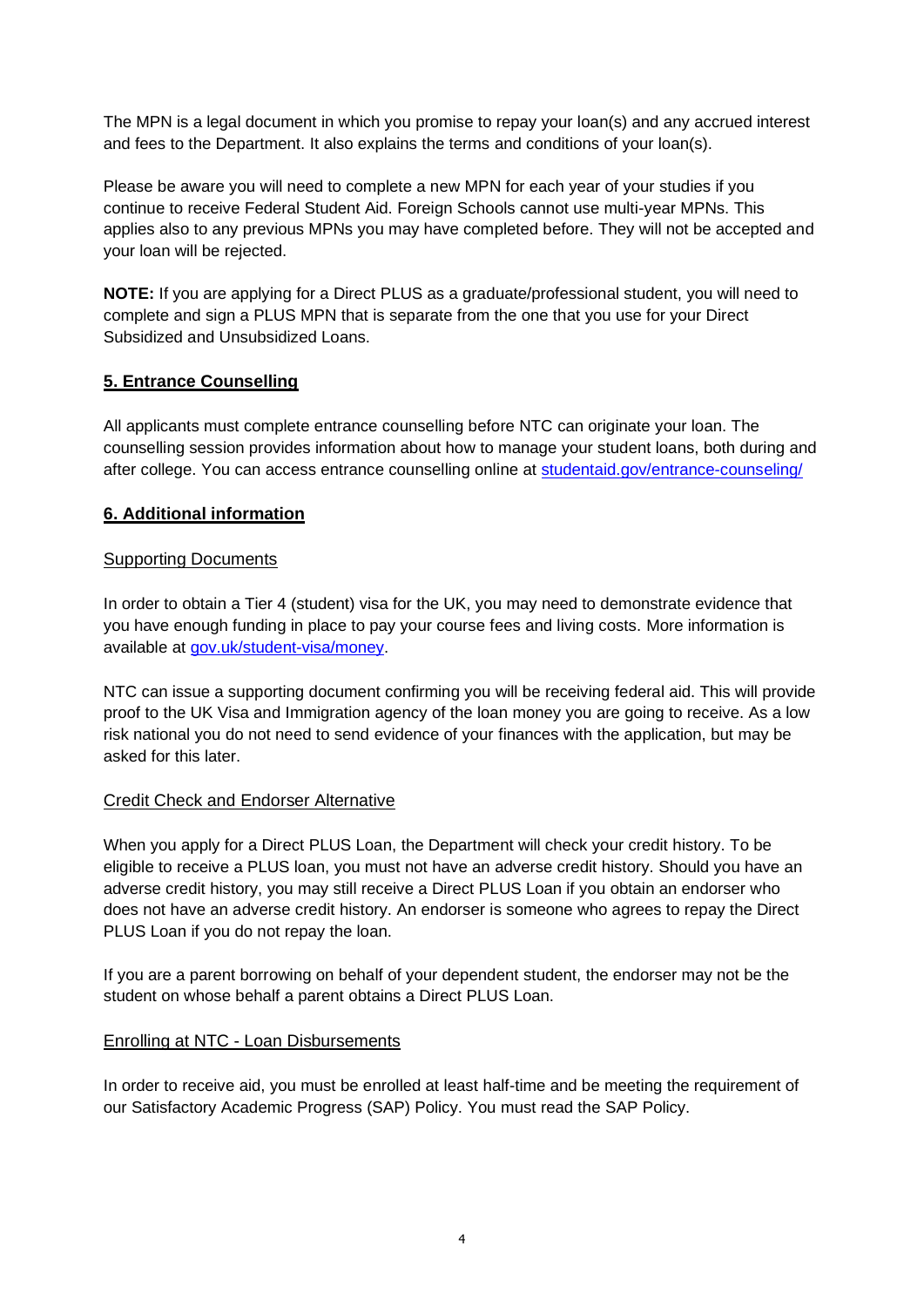The MPN is a legal document in which you promise to repay your loan(s) and any accrued interest and fees to the Department. It also explains the terms and conditions of your loan(s).

Please be aware you will need to complete a new MPN for each year of your studies if you continue to receive Federal Student Aid. Foreign Schools cannot use multi-year MPNs. This applies also to any previous MPNs you may have completed before. They will not be accepted and your loan will be rejected.

**NOTE:** If you are applying for a Direct PLUS as a graduate/professional student, you will need to complete and sign a PLUS MPN that is separate from the one that you use for your Direct Subsidized and Unsubsidized Loans.

## 5. Entrance Counselling

All applicants must complete entrance counselling before NTC can originate your loan. The counselling session provides information about how to manage your student loans, both during and after college. You can access entrance counselling online at [studentaid.gov/entrance-counseling/](studentaid.gov/entrance-counseling/)

## 6. Additional information

### Supporting Documents

In order to obtain a Tier 4 (student) visa for the UK, you may need to demonstrate evidence that you have enough funding in place to pay your course fees and living costs. More information is available at [gov.uk/student-visa/money](gov.uk/student-visa/money).

NTC can issue a supporting document confirming you will be receiving federal aid. This will provide proof to the UK Visa and Immigration agency of the loan money you are going to receive. As a low risk national you do not need to send evidence of your finances with the application, but may be asked for this later.

### Credit Check and Endorser Alternative

When you apply for a Direct PLUS Loan, the Department will check your credit history. To be eligible to receive a PLUS loan, you must not have an adverse credit history. Should you have an adverse credit history, you may still receive a Direct PLUS Loan if you obtain an endorser who does not have an adverse credit history. An endorser is someone who agrees to repay the Direct PLUS Loan if you do not repay the loan.

If you are a parent borrowing on behalf of your dependent student, the endorser may not be the student on whose behalf a parent obtains a Direct PLUS Loan.

### Enrolling at NTC - Loan Disbursements

In order to receive aid, you must be enrolled at least half-time and be meeting the requirement of our Satisfactory Academic Progress (SAP) Policy. You must read the SAP Policy.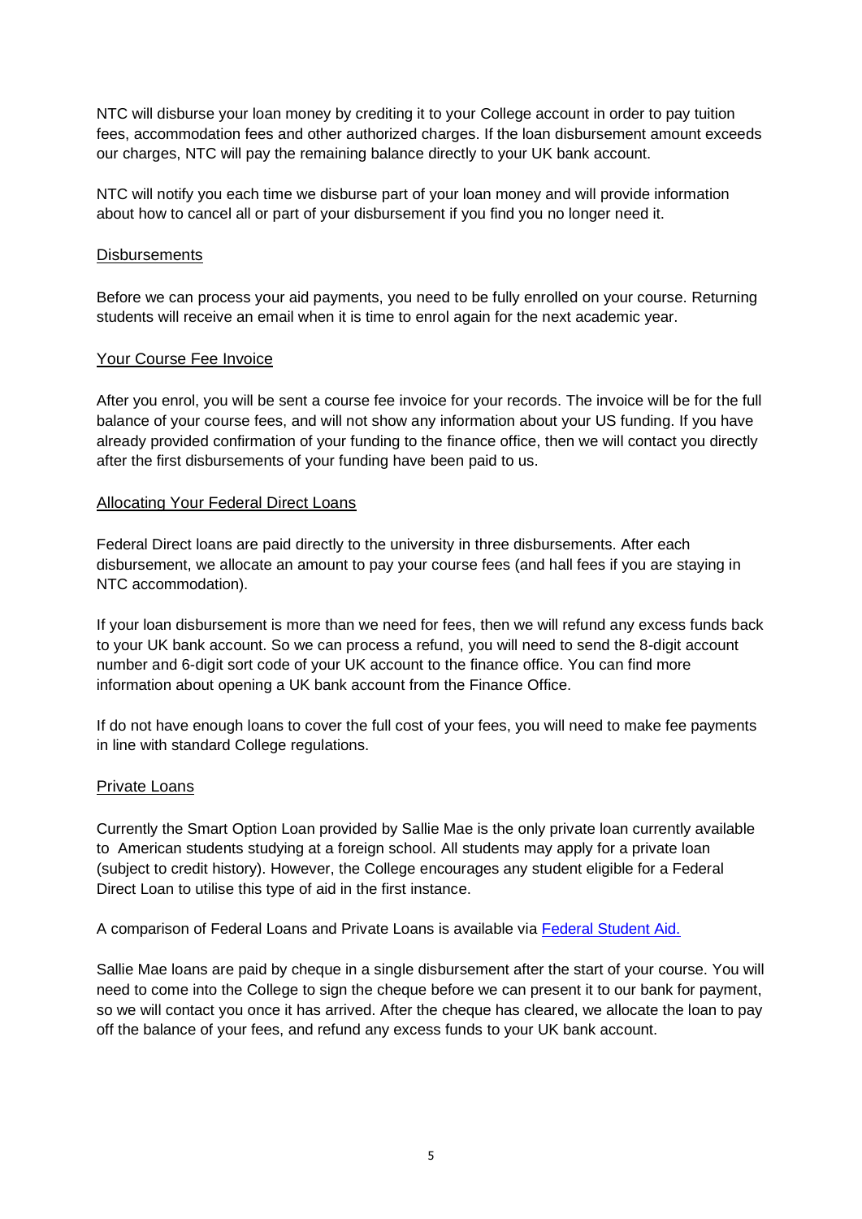NTC will disburse your loan money by crediting it to your College account in order to pay tuition fees, accommodation fees and other authorized charges. If the loan disbursement amount exceeds our charges, NTC will pay the remaining balance directly to your UK bank account.

NTC will notify you each time we disburse part of your loan money and will provide information about how to cancel all or part of your disbursement if you find you no longer need it.

## Disbursements

Before we can process your aid payments, you need to be fully enrolled on your course. Returning students will receive an email when it is time to enrol again for the next academic year.

## Your Course Fee Invoice

After you enrol, you will be sent a course fee invoice for your records. The invoice will be for the full balance of your course fees, and will not show any information about your US funding. If you have already provided confirmation of your funding to the finance office, then we will contact you directly after the first disbursements of your funding have been paid to us.

## Allocating Your Federal Direct Loans

Federal Direct loans are paid directly to the university in three disbursements. After each disbursement, we allocate an amount to pay your course fees (and hall fees if you are staying in NTC accommodation).

If your loan disbursement is more than we need for fees, then we will refund any excess funds back to your UK bank account. So we can process a refund, you will need to send the 8-digit account number and 6-digit sort code of your UK account to the finance office. You can find more information about opening a UK bank account from the Finance Office.

If do not have enough loans to cover the full cost of your fees, you will need to make fee payments in line with standard College regulations.

## Private Loans

Currently the Smart Option Loan provided by Sallie Mae is the only private loan currently available to American students studying at a foreign school. All students may apply for a private loan (subject to credit history). However, the College encourages any student eligible for a Federal Direct Loan to utilise this type of aid in the first instance.

A comparison of Federal Loans and Private Loans is available via [Federal Student Aid.]

Sallie Mae loans are paid by cheque in a single disbursement after the start of your course. You will need to come into the College to sign the cheque before we can present it to our bank for payment, so we will contact you once it has arrived. After the cheque has cleared, we allocate the loan to pay off the balance of your fees, and refund any excess funds to your UK bank account.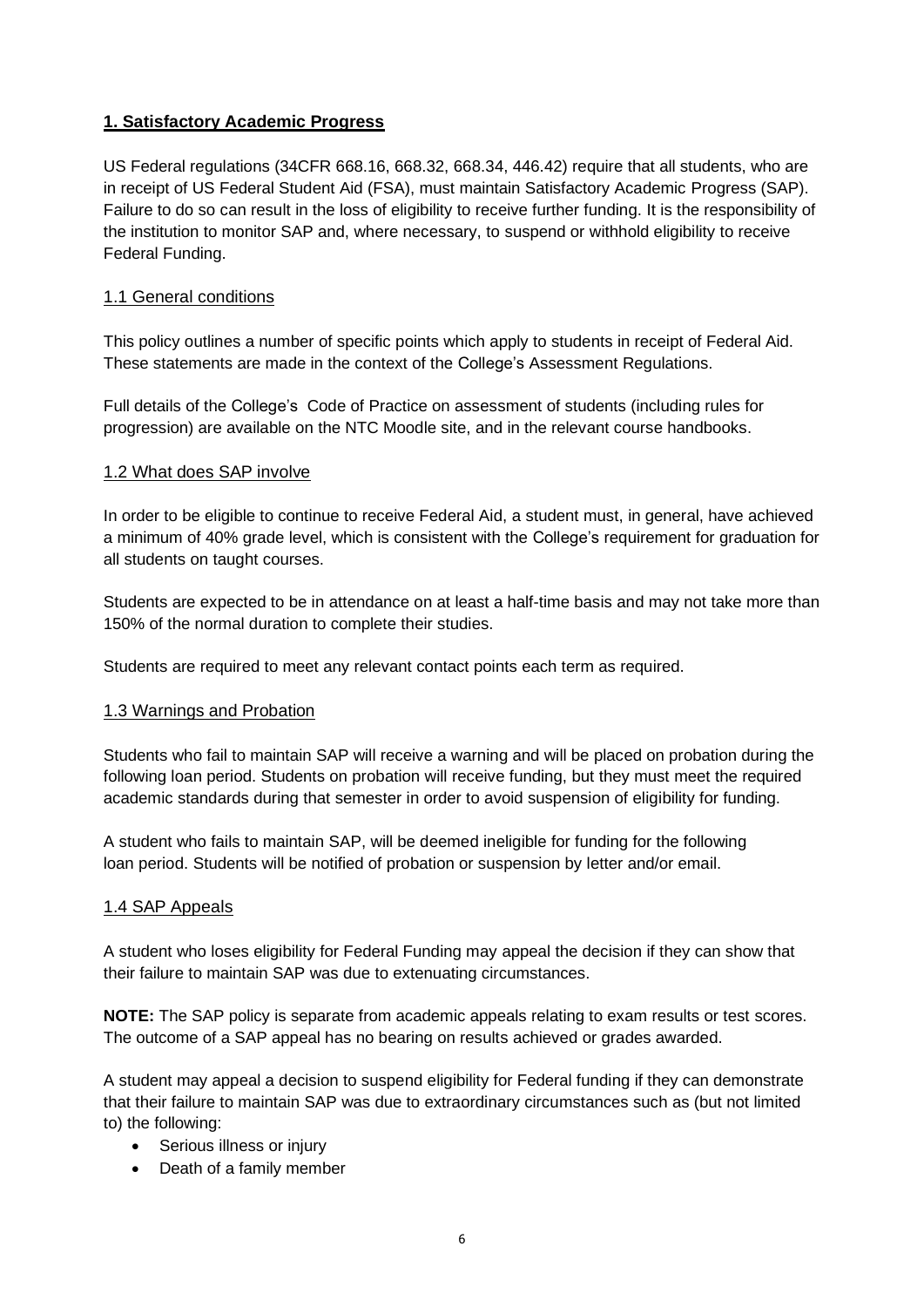## 1. Satisfactory Academic Progress

US Federal regulations (34CFR 668.16, 668.32, 668.34, 446.42) require that all students, who are in receipt of US Federal Student Aid (FSA), must maintain Satisfactory Academic Progress (SAP). Failure to do so can result in the loss of eligibility to receive further funding. It is the responsibility of the institution to monitor SAP and, where necessary, to suspend or withhold eligibility to receive Federal Funding.

### 1.1 General conditions

This policy outlines a number of specific points which apply to students in receipt of Federal Aid. These statements are made in the context of the College's Assessment Regulations.

Full details of the College's Code of Practice on assessment of students (including rules for progression) are available on the NTC Moodle site, and in the relevant course handbooks.

### 1.2 What does SAP involve

In order to be eligible to continue to receive Federal Aid, a student must, in general, have achieved a minimum of 40% grade level, which is consistent with the College's requirement for graduation for all students on taught courses.

Students are expected to be in attendance on at least a half-time basis and may not take more than 150% of the normal duration to complete their studies.

Students are required to meet any relevant contact points each term as required.

### 1.3 Warnings and Probation

Students who fail to maintain SAP will receive a warning and will be placed on probation during the following loan period. Students on probation will receive funding, but they must meet the required academic standards during that semester in order to avoid suspension of eligibility for funding.

A student who fails to maintain SAP, will be deemed ineligible for funding for the following loan period. Students will be notified of probation or suspension by letter and/or email.

### 1.4 SAP Appeals

A student who loses eligibility for Federal Funding may appeal the decision if they can show that their failure to maintain SAP was due to extenuating circumstances.

**NOTE:** The SAP policy is separate from academic appeals relating to exam results or test scores. The outcome of a SAP appeal has no bearing on results achieved or grades awarded.

A student may appeal a decision to suspend eligibility for Federal funding if they can demonstrate that their failure to maintain SAP was due to extraordinary circumstances such as (but not limited to) the following:

- Serious illness or injury
- Death of a family member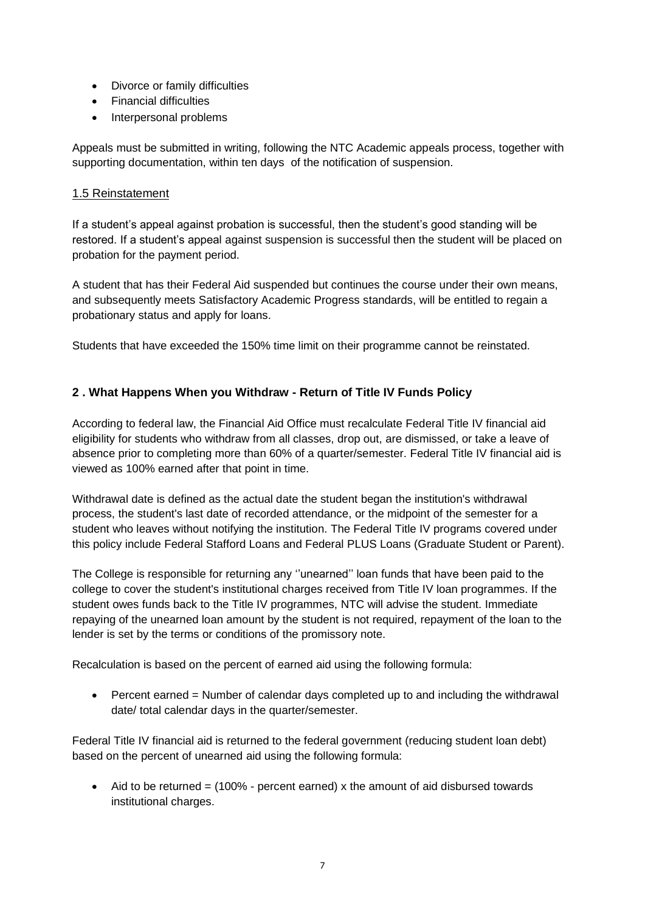- Divorce or family difficulties
- Financial difficulties
- Interpersonal problems

Appeals must be submitted in writing, following the NTC Academic appeals process, together with supporting documentation, within ten days of the notification of suspension.

### 1.5 Reinstatement

If a student's appeal against probation is successful, then the student's good standing will be restored. If a student's appeal against suspension is successful then the student will be placed on probation for the payment period.

A student that has their Federal Aid suspended but continues the course under their own means, and subsequently meets Satisfactory Academic Progress standards, will be entitled to regain a probationary status and apply for loans.

Students that have exceeded the 150% time limit on their programme cannot be reinstated.

## 2 . What Happens When you Withdraw - Return of Title IV Funds Policy

According to federal law, the Financial Aid Office must recalculate Federal Title IV financial aid eligibility for students who withdraw from all classes, drop out, are dismissed, or take a leave of absence prior to completing more than 60% of a quarter/semester. Federal Title IV financial aid is viewed as 100% earned after that point in time.

Withdrawal date is defined as the actual date the student began the institution's withdrawal process, the student's last date of recorded attendance, or the midpoint of the semester for a student who leaves without notifying the institution. The Federal Title IV programs covered under this policy include Federal Stafford Loans and Federal PLUS Loans (Graduate Student or Parent).

The College is responsible for returning any ''unearned'' loan funds that have been paid to the college to cover the student's institutional charges received from Title IV loan programmes. If the student owes funds back to the Title IV programmes, NTC will advise the student. Immediate repaying of the unearned loan amount by the student is not required, repayment of the loan to the lender is set by the terms or conditions of the promissory note.

Recalculation is based on the percent of earned aid using the following formula:

- Percent earned = Number of calendar days completed up to and including the withdrawal date/ total calendar days in the quarter/semester.

Federal Title IV financial aid is returned to the federal government (reducing student loan debt) based on the percent of unearned aid using the following formula:

- Aid to be returned = (100% - percent earned) x the amount of aid disbursed towards institutional charges.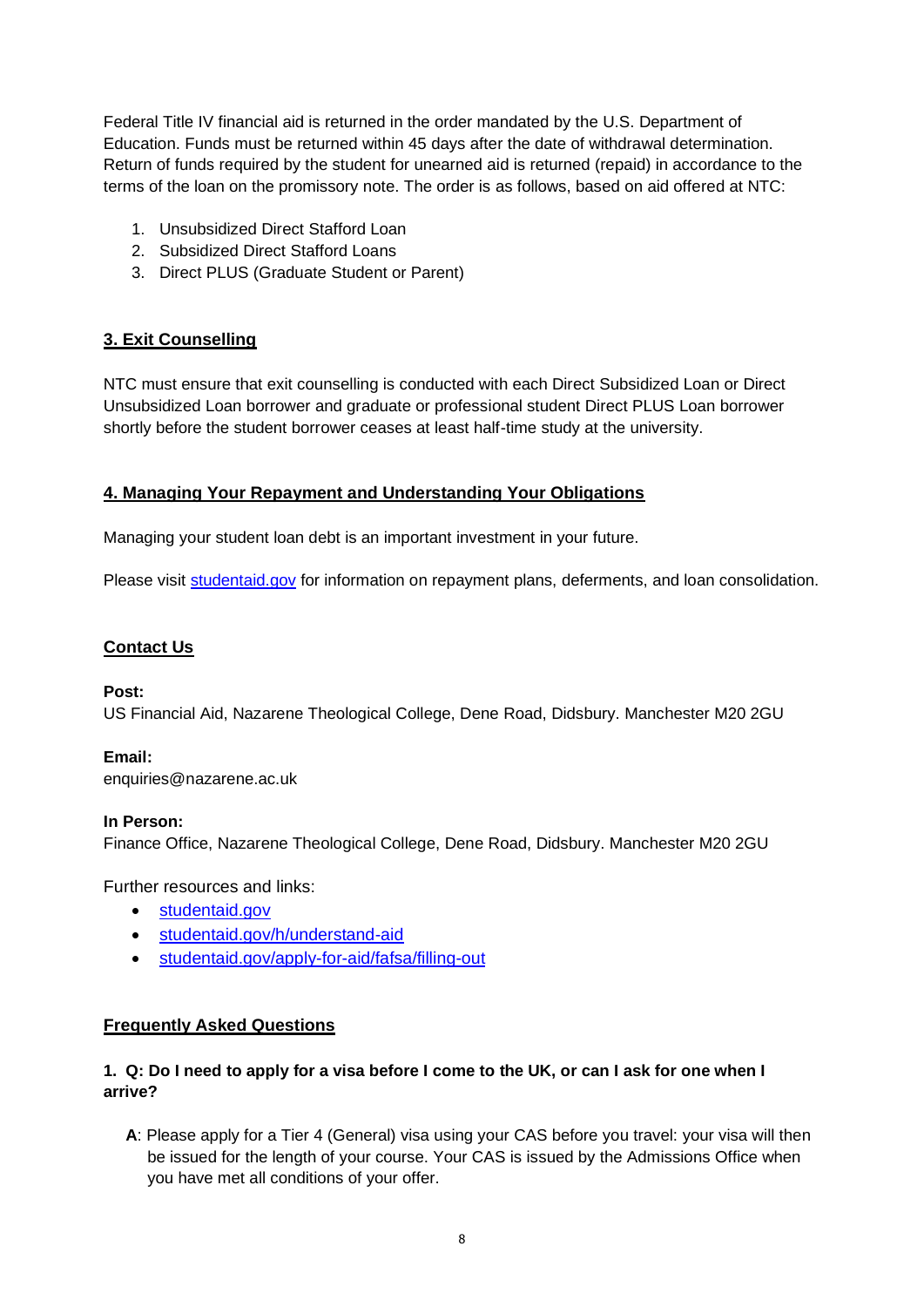Federal Title IV financial aid is returned in the order mandated by the U.S. Department of Education. Funds must be returned within 45 days after the date of withdrawal determination. Return of funds required by the student for unearned aid is returned (repaid) in accordance to the terms of the loan on the promissory note. The order is as follows, based on aid offered at NTC:

1. Unsubsidized Direct Stafford Loan
2. Subsidized Direct Stafford Loans
3. Direct PLUS (Graduate Student or Parent)

## 3. Exit Counselling

NTC must ensure that exit counselling is conducted with each Direct Subsidized Loan or Direct Unsubsidized Loan borrower and graduate or professional student Direct PLUS Loan borrower shortly before the student borrower ceases at least half-time study at the university.

## 4. Managing Your Repayment and Understanding Your Obligations

Managing your student loan debt is an important investment in your future.

Please visit [studentaid.gov](studentaid.gov) for information on repayment plans, deferments, and loan consolidation.

## Contact Us

**Post:**
US Financial Aid, Nazarene Theological College, Dene Road, Didsbury. Manchester M20 2GU

**Email:**
enquiries@nazarene.ac.uk

**In Person:**
Finance Office, Nazarene Theological College, Dene Road, Didsbury. Manchester M20 2GU

Further resources and links:

- [studentaid.gov](studentaid.gov)
- [studentaid.gov/h/understand-aid](studentaid.gov/h/understand-aid)
- [studentaid.gov/apply-for-aid/fafsa/filling-out](studentaid.gov/apply-for-aid/fafsa/filling-out)

## Frequently Asked Questions

**1. Q: Do I need to apply for a visa before I come to the UK, or can I ask for one when I arrive?**

**A**: Please apply for a Tier 4 (General) visa using your CAS before you travel: your visa will then be issued for the length of your course. Your CAS is issued by the Admissions Office when you have met all conditions of your offer.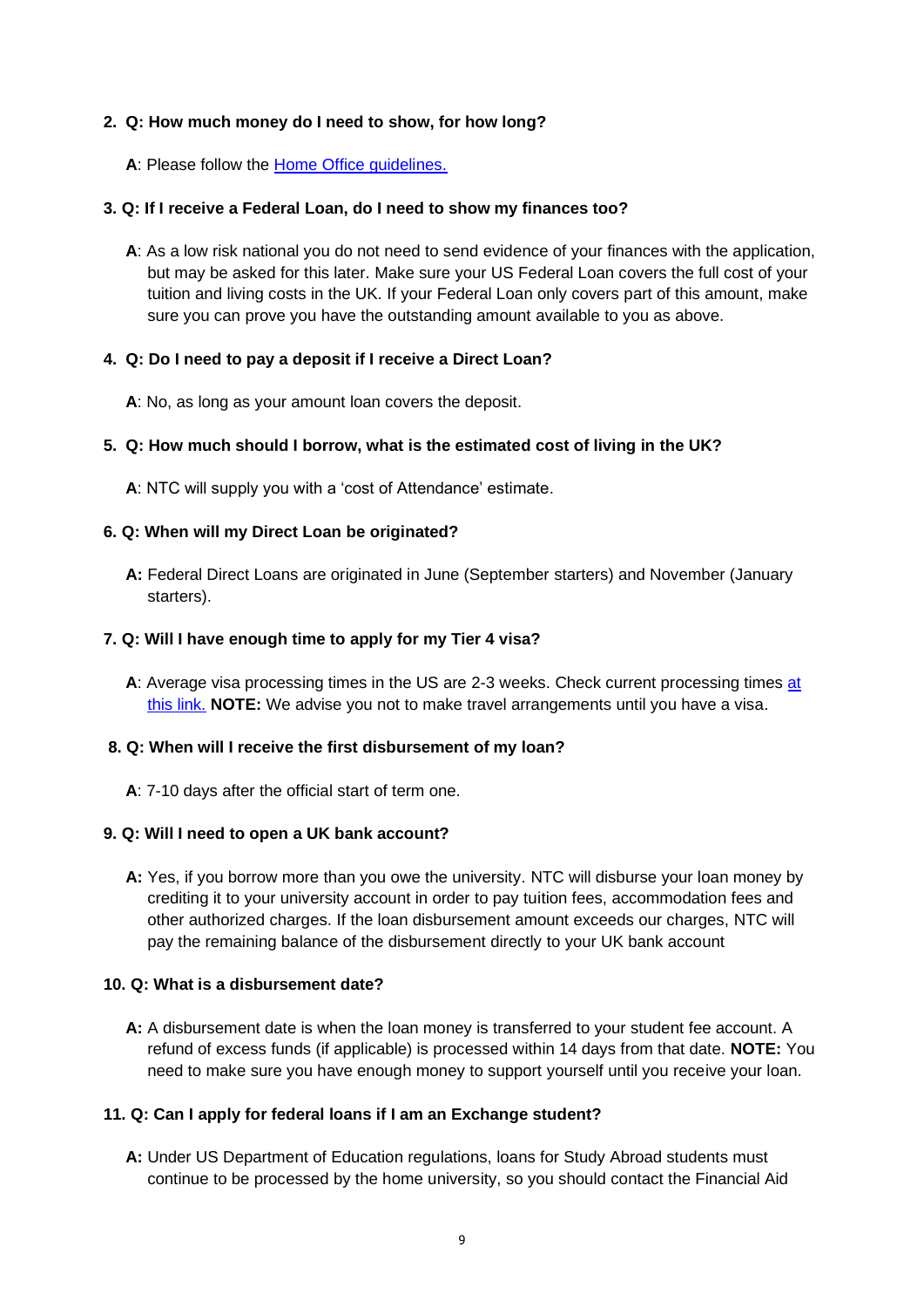**2. Q: How much money do I need to show, for how long?**

**A**: Please follow the [Home Office guidelines.]()

**3. Q: If I receive a Federal Loan, do I need to show my finances too?**

**A**: As a low risk national you do not need to send evidence of your finances with the application, but may be asked for this later. Make sure your US Federal Loan covers the full cost of your tuition and living costs in the UK. If your Federal Loan only covers part of this amount, make sure you can prove you have the outstanding amount available to you as above.

**4. Q: Do I need to pay a deposit if I receive a Direct Loan?**

**A**: No, as long as your amount loan covers the deposit.

**5. Q: How much should I borrow, what is the estimated cost of living in the UK?**

**A**: NTC will supply you with a 'cost of Attendance' estimate.

**6. Q: When will my Direct Loan be originated?**

**A:** Federal Direct Loans are originated in June (September starters) and November (January starters).

**7. Q: Will I have enough time to apply for my Tier 4 visa?**

**A**: Average visa processing times in the US are 2-3 weeks. Check current processing times [at this link.]() **NOTE:** We advise you not to make travel arrangements until you have a visa.

**8. Q: When will I receive the first disbursement of my loan?**

**A**: 7-10 days after the official start of term one.

**9. Q: Will I need to open a UK bank account?**

**A:** Yes, if you borrow more than you owe the university. NTC will disburse your loan money by crediting it to your university account in order to pay tuition fees, accommodation fees and other authorized charges. If the loan disbursement amount exceeds our charges, NTC will pay the remaining balance of the disbursement directly to your UK bank account

**10. Q: What is a disbursement date?**

**A:** A disbursement date is when the loan money is transferred to your student fee account. A refund of excess funds (if applicable) is processed within 14 days from that date. **NOTE:** You need to make sure you have enough money to support yourself until you receive your loan.

**11. Q: Can I apply for federal loans if I am an Exchange student?**

**A:** Under US Department of Education regulations, loans for Study Abroad students must continue to be processed by the home university, so you should contact the Financial Aid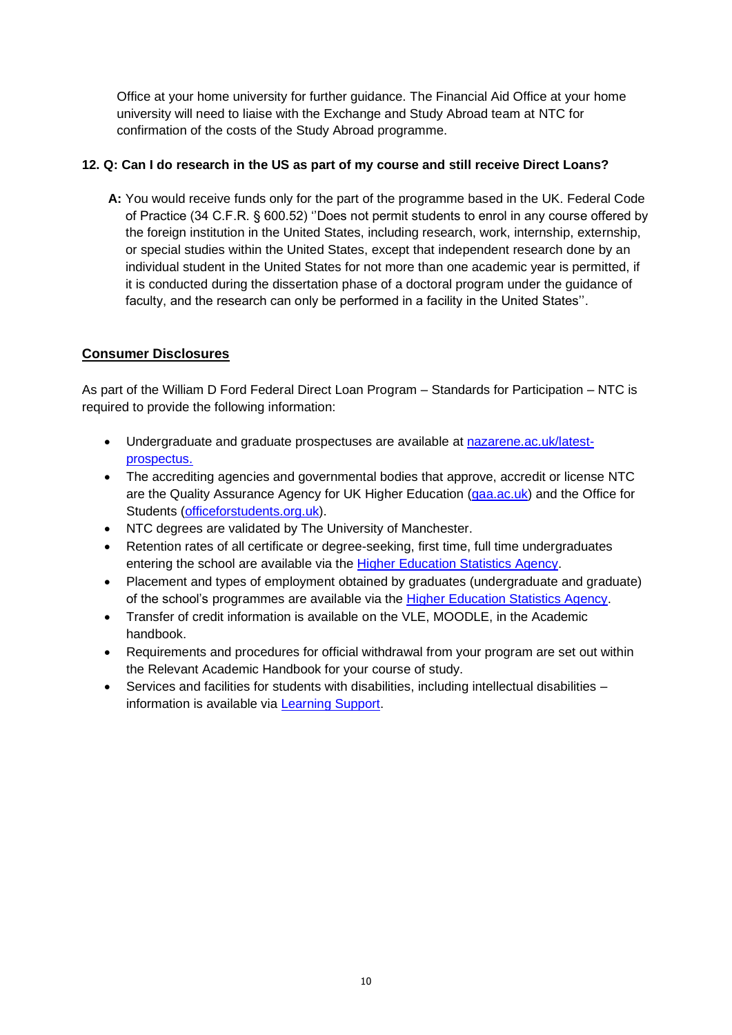Office at your home university for further guidance. The Financial Aid Office at your home university will need to liaise with the Exchange and Study Abroad team at NTC for confirmation of the costs of the Study Abroad programme.

**12. Q: Can I do research in the US as part of my course and still receive Direct Loans?**

**A:** You would receive funds only for the part of the programme based in the UK. Federal Code of Practice (34 C.F.R. § 600.52) ''Does not permit students to enrol in any course offered by the foreign institution in the United States, including research, work, internship, externship, or special studies within the United States, except that independent research done by an individual student in the United States for not more than one academic year is permitted, if it is conducted during the dissertation phase of a doctoral program under the guidance of faculty, and the research can only be performed in a facility in the United States''.

## Consumer Disclosures

As part of the William D Ford Federal Direct Loan Program – Standards for Participation – NTC is required to provide the following information:

- Undergraduate and graduate prospectuses are available at nazarene.ac.uk/latest-prospectus.
- The accrediting agencies and governmental bodies that approve, accredit or license NTC are the Quality Assurance Agency for UK Higher Education (qaa.ac.uk) and the Office for Students (officeforstudents.org.uk).
- NTC degrees are validated by The University of Manchester.
- Retention rates of all certificate or degree-seeking, first time, full time undergraduates entering the school are available via the Higher Education Statistics Agency.
- Placement and types of employment obtained by graduates (undergraduate and graduate) of the school's programmes are available via the Higher Education Statistics Agency.
- Transfer of credit information is available on the VLE, MOODLE, in the Academic handbook.
- Requirements and procedures for official withdrawal from your program are set out within the Relevant Academic Handbook for your course of study.
- Services and facilities for students with disabilities, including intellectual disabilities – information is available via Learning Support.